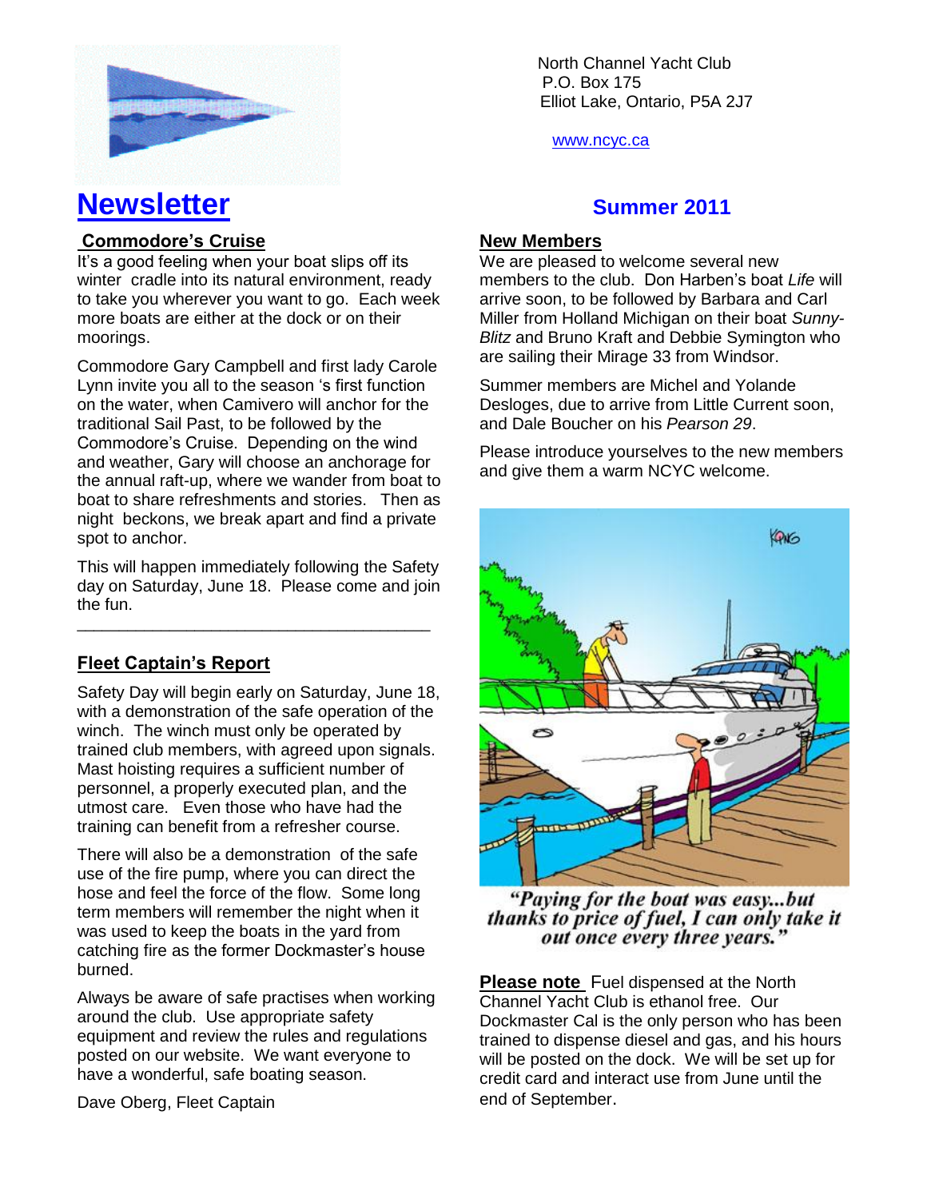North Channel Yacht Club
P.O. Box 175
Elliot Lake, Ontario, P5A 2J7

www.ncyc.ca

# Newsletter

## Summer 2011

### Commodore's Cruise

It's a good feeling when your boat slips off its winter cradle into its natural environment, ready to take you wherever you want to go. Each week more boats are either at the dock or on their moorings.

Commodore Gary Campbell and first lady Carole Lynn invite you all to the season 's first function on the water, when Camivero will anchor for the traditional Sail Past, to be followed by the Commodore's Cruise. Depending on the wind and weather, Gary will choose an anchorage for the annual raft-up, where we wander from boat to boat to share refreshments and stories. Then as night beckons, we break apart and find a private spot to anchor.

This will happen immediately following the Safety day on Saturday, June 18. Please come and join the fun.

---

### Fleet Captain's Report

Safety Day will begin early on Saturday, June 18, with a demonstration of the safe operation of the winch. The winch must only be operated by trained club members, with agreed upon signals. Mast hoisting requires a sufficient number of personnel, a properly executed plan, and the utmost care. Even those who have had the training can benefit from a refresher course.

There will also be a demonstration of the safe use of the fire pump, where you can direct the hose and feel the force of the flow. Some long term members will remember the night when it was used to keep the boats in the yard from catching fire as the former Dockmaster's house burned.

Always be aware of safe practises when working around the club. Use appropriate safety equipment and review the rules and regulations posted on our website. We want everyone to have a wonderful, safe boating season.

Dave Oberg, Fleet Captain

### New Members

We are pleased to welcome several new members to the club. Don Harben's boat *Life* will arrive soon, to be followed by Barbara and Carl Miller from Holland Michigan on their boat *Sunny-Blitz* and Bruno Kraft and Debbie Symington who are sailing their Mirage 33 from Windsor.

Summer members are Michel and Yolande Desloges, due to arrive from Little Current soon, and Dale Boucher on his *Pearson 29*.

Please introduce yourselves to the new members and give them a warm NCYC welcome.

*"Paying for the boat was easy...but thanks to price of fuel, I can only take it out once every three years."*

**Please note** Fuel dispensed at the North Channel Yacht Club is ethanol free. Our Dockmaster Cal is the only person who has been trained to dispense diesel and gas, and his hours will be posted on the dock. We will be set up for credit card and interact use from June until the end of September.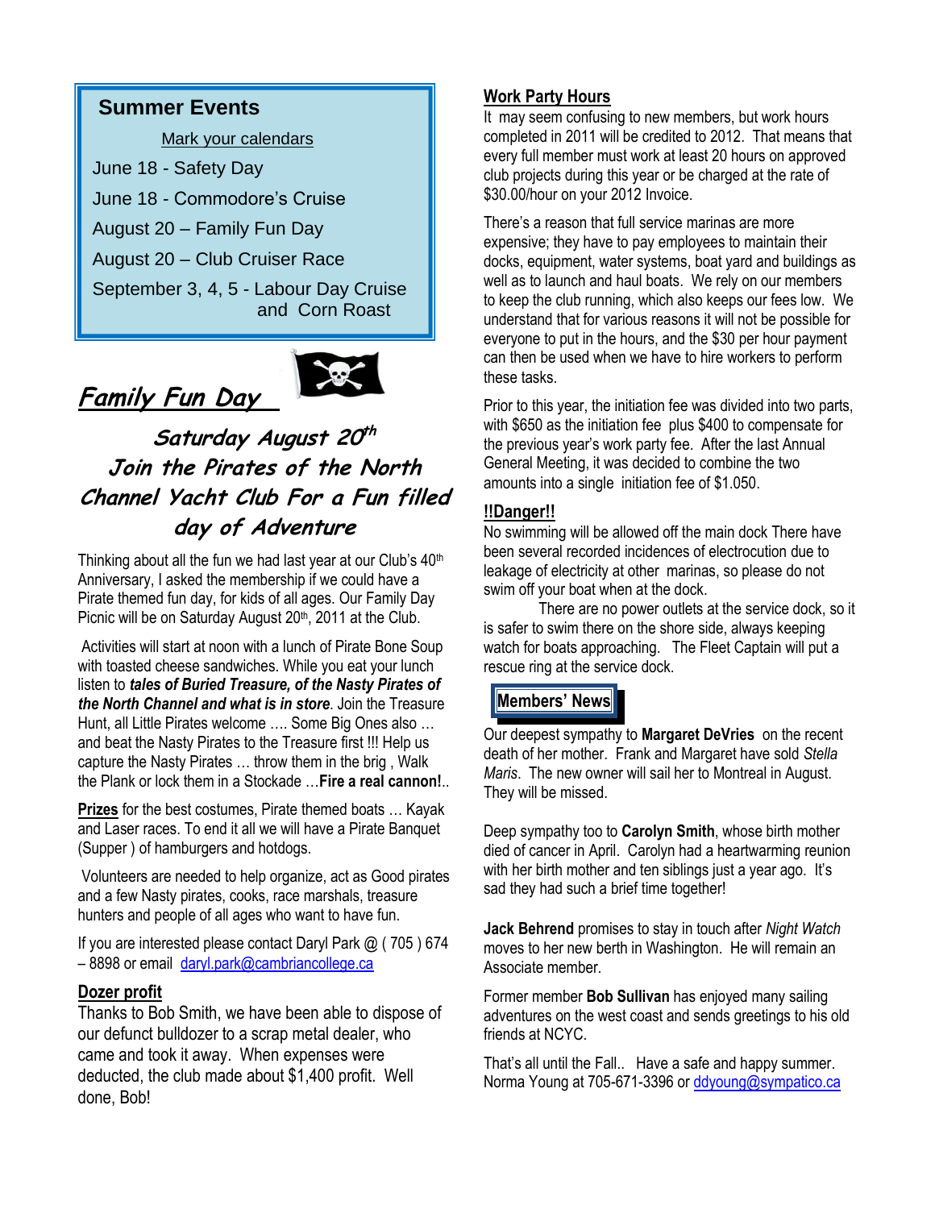## Summer Events

Mark your calendars

June 18 - Safety Day

June 18 - Commodore's Cruise

August 20 – Family Fun Day

August 20 – Club Cruiser Race

September 3, 4, 5 - Labour Day Cruise and Corn Roast

## Family Fun Day

### Saturday August 20th
### Join the Pirates of the North Channel Yacht Club For a Fun filled day of Adventure

Thinking about all the fun we had last year at our Club's 40th Anniversary, I asked the membership if we could have a Pirate themed fun day, for kids of all ages. Our Family Day Picnic will be on Saturday August 20th, 2011 at the Club.

Activities will start at noon with a lunch of Pirate Bone Soup with toasted cheese sandwiches. While you eat your lunch listen to ***tales of Buried Treasure, of the Nasty Pirates of the North Channel and what is in store***. Join the Treasure Hunt, all Little Pirates welcome …. Some Big Ones also … and beat the Nasty Pirates to the Treasure first !!! Help us capture the Nasty Pirates … throw them in the brig , Walk the Plank or lock them in a Stockade …**Fire a real cannon!**..

**Prizes** for the best costumes, Pirate themed boats … Kayak and Laser races. To end it all we will have a Pirate Banquet (Supper ) of hamburgers and hotdogs.

Volunteers are needed to help organize, act as Good pirates and a few Nasty pirates, cooks, race marshals, treasure hunters and people of all ages who want to have fun.

If you are interested please contact Daryl Park @ ( 705 ) 674 – 8898 or email daryl.park@cambriancollege.ca

### Dozer profit

Thanks to Bob Smith, we have been able to dispose of our defunct bulldozer to a scrap metal dealer, who came and took it away. When expenses were deducted, the club made about $1,400 profit. Well done, Bob!

### Work Party Hours

It may seem confusing to new members, but work hours completed in 2011 will be credited to 2012. That means that every full member must work at least 20 hours on approved club projects during this year or be charged at the rate of $30.00/hour on your 2012 Invoice.

There's a reason that full service marinas are more expensive; they have to pay employees to maintain their docks, equipment, water systems, boat yard and buildings as well as to launch and haul boats. We rely on our members to keep the club running, which also keeps our fees low. We understand that for various reasons it will not be possible for everyone to put in the hours, and the $30 per hour payment can then be used when we have to hire workers to perform these tasks.

Prior to this year, the initiation fee was divided into two parts, with $650 as the initiation fee plus $400 to compensate for the previous year's work party fee. After the last Annual General Meeting, it was decided to combine the two amounts into a single initiation fee of $1.050.

### !!Danger!!

No swimming will be allowed off the main dock There have been several recorded incidences of electrocution due to leakage of electricity at other marinas, so please do not swim off your boat when at the dock.

There are no power outlets at the service dock, so it is safer to swim there on the shore side, always keeping watch for boats approaching. The Fleet Captain will put a rescue ring at the service dock.

### Members' News

Our deepest sympathy to **Margaret DeVries** on the recent death of her mother. Frank and Margaret have sold *Stella Maris*. The new owner will sail her to Montreal in August. They will be missed.

Deep sympathy too to **Carolyn Smith**, whose birth mother died of cancer in April. Carolyn had a heartwarming reunion with her birth mother and ten siblings just a year ago. It's sad they had such a brief time together!

**Jack Behrend** promises to stay in touch after *Night Watch* moves to her new berth in Washington. He will remain an Associate member.

Former member **Bob Sullivan** has enjoyed many sailing adventures on the west coast and sends greetings to his old friends at NCYC.

That's all until the Fall.. Have a safe and happy summer.
Norma Young at 705-671-3396 or ddyoung@sympatico.ca